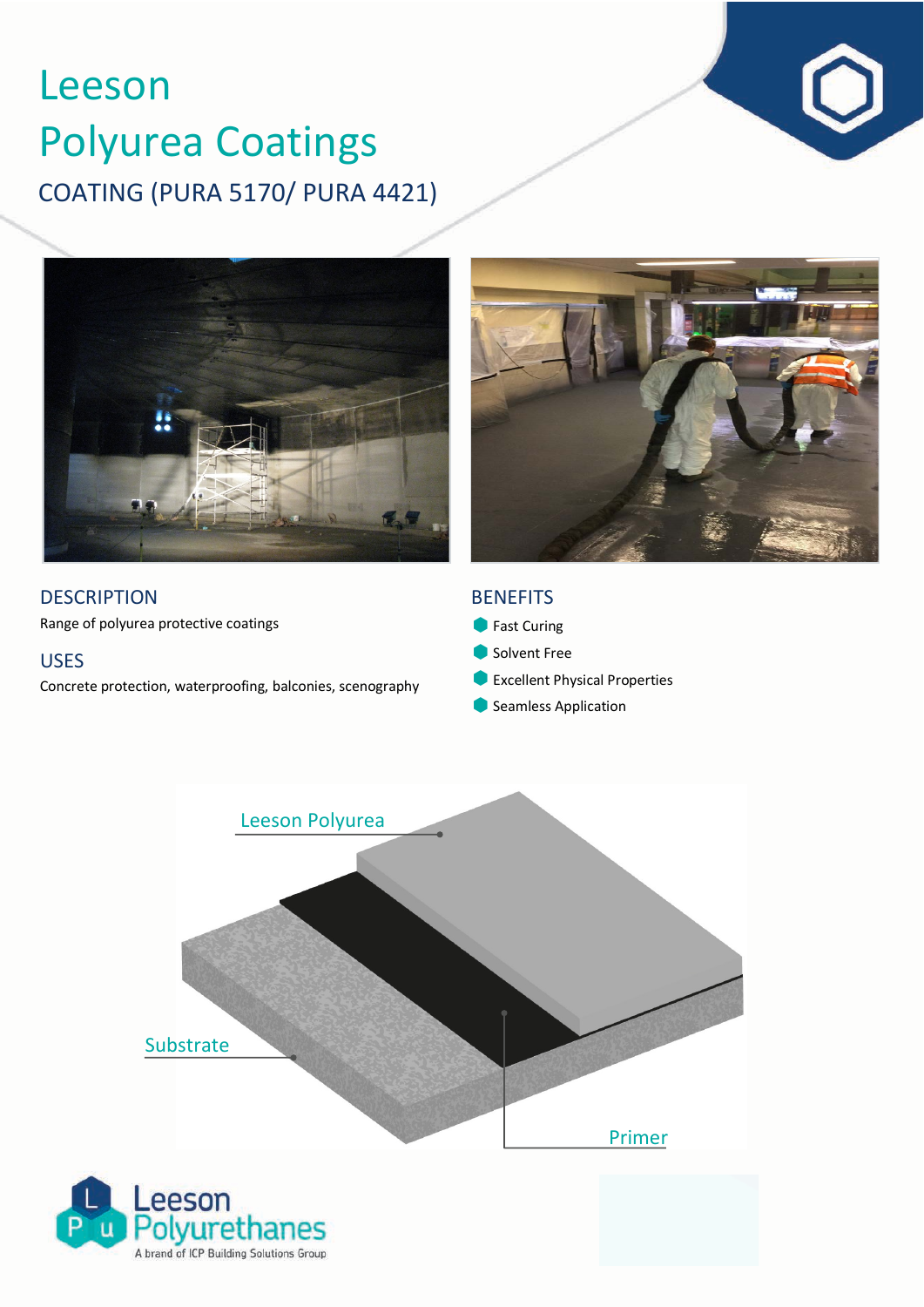# Leeson Polyurea Coatings

## COATING (PURA 5170/ PURA 4421)

## DESCRIPTION

Range of polyurea protective coatings

## USES

Concrete protection, waterproofing, balconies, scenography

## BENEFITS

- Fast Curing
- Solvent Free
- Excellent Physical Properties
- Seamless Application

Leeson Polyurea

Substrate

Primer

Leeson Polyurethanes
A brand of ICP Building Solutions Group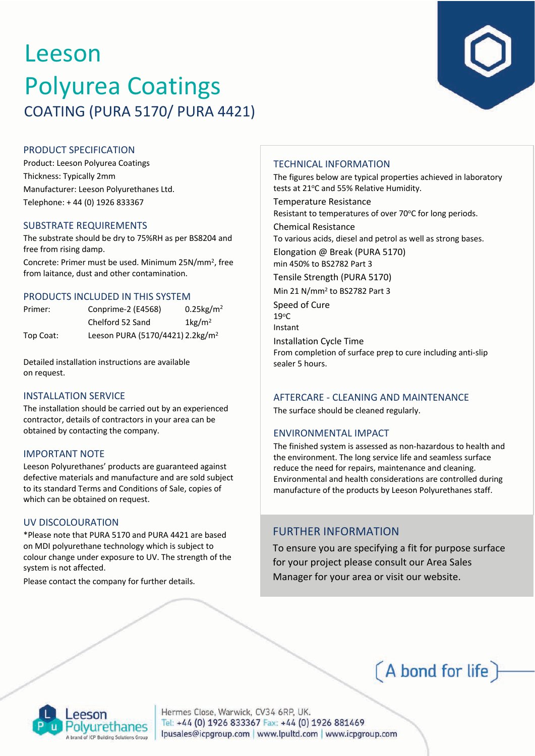# Leeson
# Polyurea Coatings
## COATING (PURA 5170/ PURA 4421)

### PRODUCT SPECIFICATION

Product: Leeson Polyurea Coatings
Thickness: Typically 2mm
Manufacturer: Leeson Polyurethanes Ltd.
Telephone: + 44 (0) 1926 833367

### SUBSTRATE REQUIREMENTS

The substrate should be dry to 75%RH as per BS8204 and free from rising damp.

Concrete: Primer must be used. Minimum 25N/mm$^2$, free from laitance, dust and other contamination.

### PRODUCTS INCLUDED IN THIS SYSTEM

| | | |
|---|---|---|
| Primer: | Conprime-2 (E4568) | 0.25kg/m$^2$ |
| | Chelford 52 Sand | 1kg/m$^2$ |
| Top Coat: | Leeson PURA (5170/4421) | 2.2kg/m$^2$ |

Detailed installation instructions are available on request.

### INSTALLATION SERVICE

The installation should be carried out by an experienced contractor, details of contractors in your area can be obtained by contacting the company.

### IMPORTANT NOTE

Leeson Polyurethanes' products are guaranteed against defective materials and manufacture and are sold subject to its standard Terms and Conditions of Sale, copies of which can be obtained on request.

### UV DISCOLOURATION

*Please note that PURA 5170 and PURA 4421 are based on MDI polyurethane technology which is subject to colour change under exposure to UV. The strength of the system is not affected.

Please contact the company for further details.

### TECHNICAL INFORMATION

The figures below are typical properties achieved in laboratory tests at 21°C and 55% Relative Humidity.

Temperature Resistance
Resistant to temperatures of over 70°C for long periods.

Chemical Resistance
To various acids, diesel and petrol as well as strong bases.

Elongation @ Break (PURA 5170)
min 450% to BS2782 Part 3

Tensile Strength (PURA 5170)
Min 21 N/mm$^2$ to BS2782 Part 3

Speed of Cure
19°C
Instant

Installation Cycle Time
From completion of surface prep to cure including anti-slip sealer 5 hours.

### AFTERCARE - CLEANING AND MAINTENANCE

The surface should be cleaned regularly.

### ENVIRONMENTAL IMPACT

The finished system is assessed as non-hazardous to health and the environment. The long service life and seamless surface reduce the need for repairs, maintenance and cleaning. Environmental and health considerations are controlled during manufacture of the products by Leeson Polyurethanes staff.

### FURTHER INFORMATION

To ensure you are specifying a fit for purpose surface for your project please consult our Area Sales Manager for your area or visit our website.

(A bond for life)

Leeson Polyurethanes
A brand of ICP Building Solutions Group

Hermes Close, Warwick, CV34 6RP, UK.
Tel: +44 (0) 1926 833367 Fax: +44 (0) 1926 881469
lpusales@icpgroup.com | www.lpultd.com | www.icpgroup.com